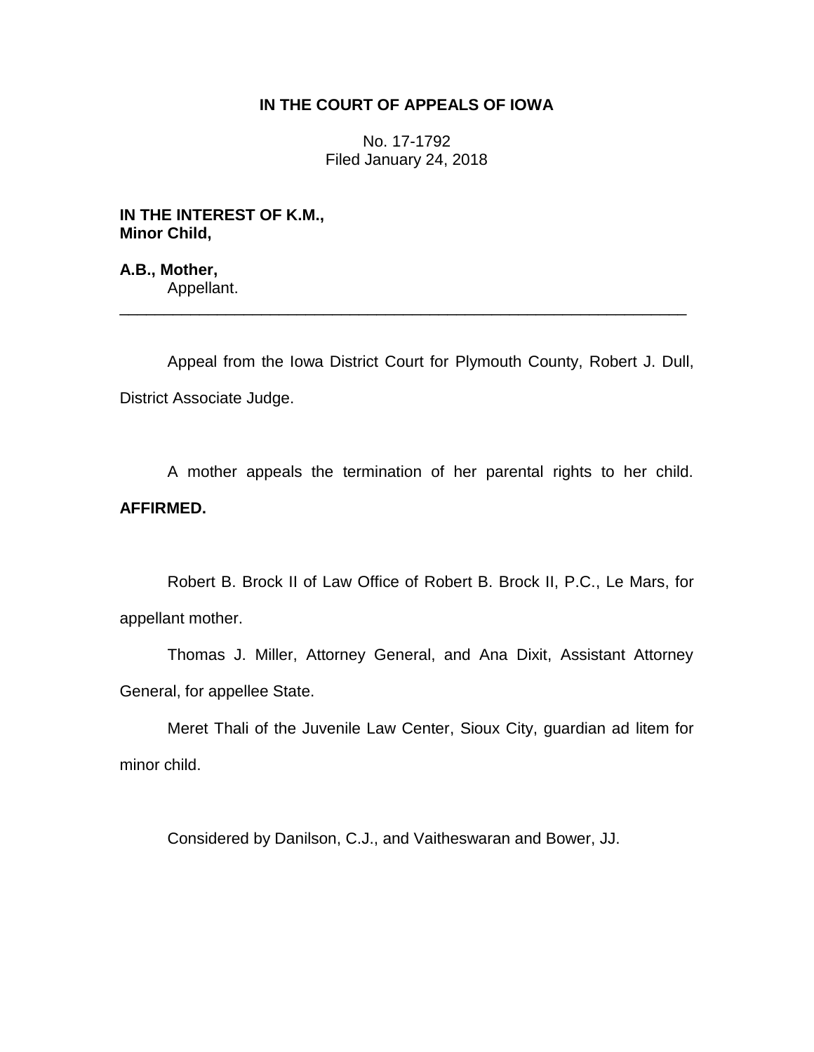# IN THE COURT OF APPEALS OF IOWA

No. 17-1792
Filed January 24, 2018

**IN THE INTEREST OF K.M.,**
**Minor Child,**

**A.B., Mother,**
Appellant.

---

Appeal from the Iowa District Court for Plymouth County, Robert J. Dull, District Associate Judge.

A mother appeals the termination of her parental rights to her child. **AFFIRMED.**

Robert B. Brock II of Law Office of Robert B. Brock II, P.C., Le Mars, for appellant mother.

Thomas J. Miller, Attorney General, and Ana Dixit, Assistant Attorney General, for appellee State.

Meret Thali of the Juvenile Law Center, Sioux City, guardian ad litem for minor child.

Considered by Danilson, C.J., and Vaitheswaran and Bower, JJ.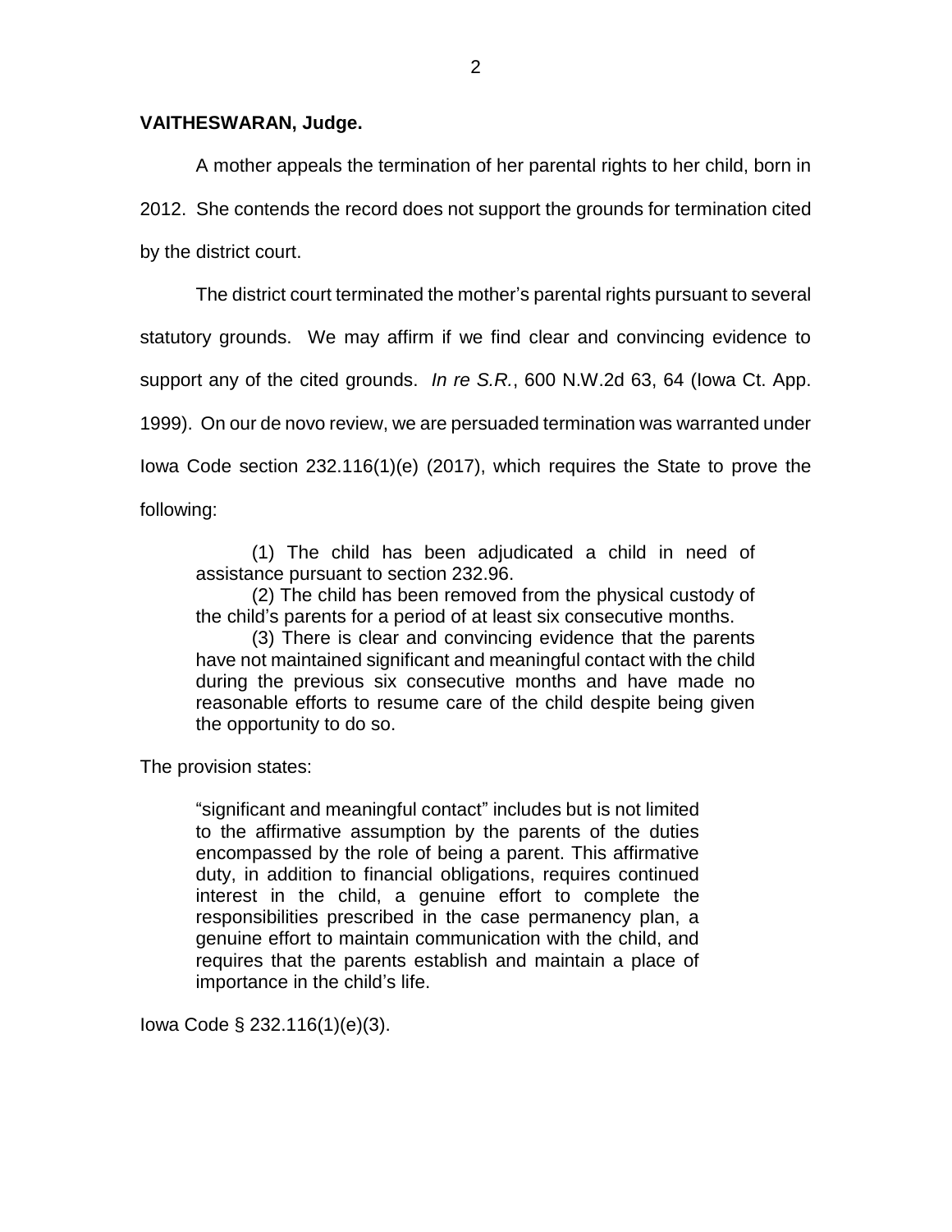**VAITHESWARAN, Judge.**

A mother appeals the termination of her parental rights to her child, born in 2012. She contends the record does not support the grounds for termination cited by the district court.

The district court terminated the mother's parental rights pursuant to several statutory grounds. We may affirm if we find clear and convincing evidence to support any of the cited grounds. *In re S.R.*, 600 N.W.2d 63, 64 (Iowa Ct. App. 1999). On our de novo review, we are persuaded termination was warranted under Iowa Code section 232.116(1)(e) (2017), which requires the State to prove the following:

> (1) The child has been adjudicated a child in need of assistance pursuant to section 232.96.
>
> (2) The child has been removed from the physical custody of the child's parents for a period of at least six consecutive months.
>
> (3) There is clear and convincing evidence that the parents have not maintained significant and meaningful contact with the child during the previous six consecutive months and have made no reasonable efforts to resume care of the child despite being given the opportunity to do so.

The provision states:

> "significant and meaningful contact" includes but is not limited to the affirmative assumption by the parents of the duties encompassed by the role of being a parent. This affirmative duty, in addition to financial obligations, requires continued interest in the child, a genuine effort to complete the responsibilities prescribed in the case permanency plan, a genuine effort to maintain communication with the child, and requires that the parents establish and maintain a place of importance in the child's life.

Iowa Code § 232.116(1)(e)(3).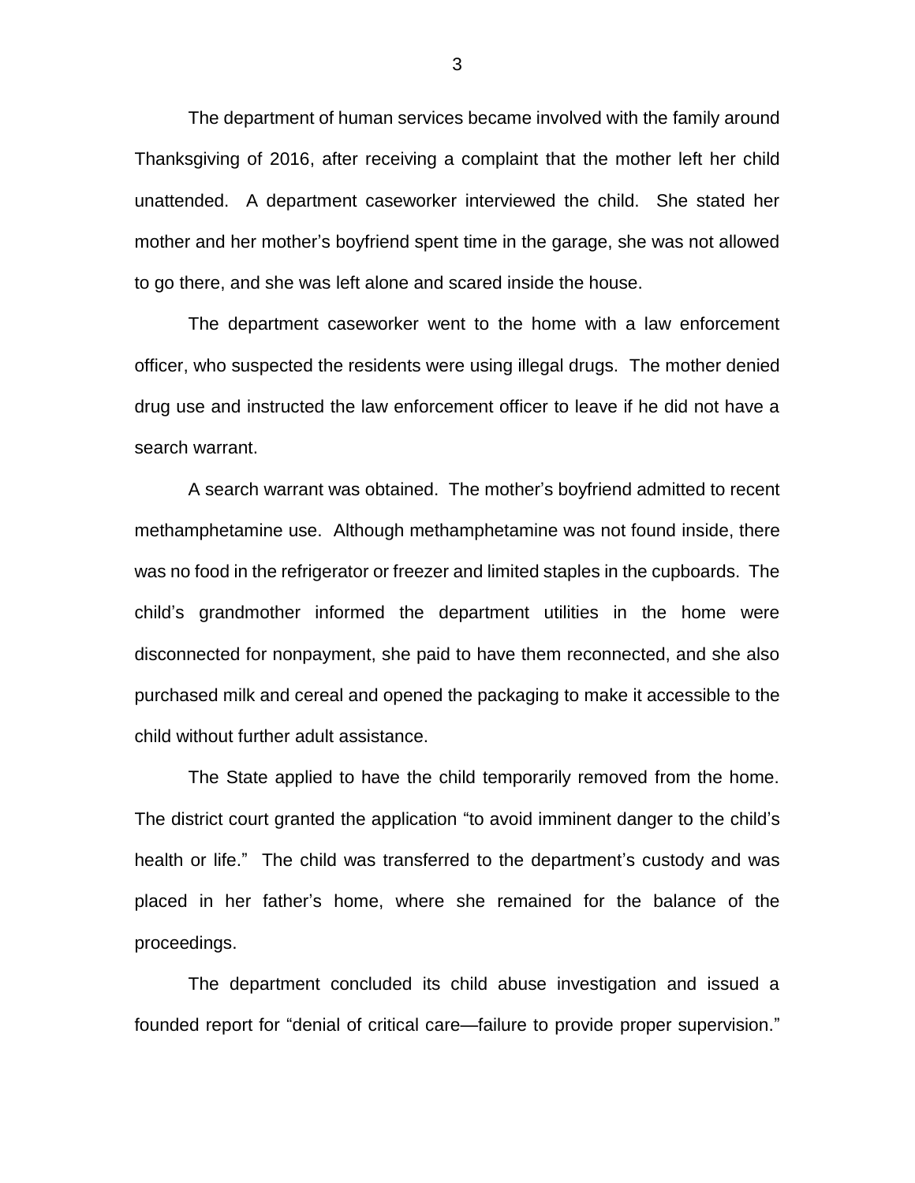The department of human services became involved with the family around Thanksgiving of 2016, after receiving a complaint that the mother left her child unattended. A department caseworker interviewed the child. She stated her mother and her mother's boyfriend spent time in the garage, she was not allowed to go there, and she was left alone and scared inside the house.

The department caseworker went to the home with a law enforcement officer, who suspected the residents were using illegal drugs. The mother denied drug use and instructed the law enforcement officer to leave if he did not have a search warrant.

A search warrant was obtained. The mother's boyfriend admitted to recent methamphetamine use. Although methamphetamine was not found inside, there was no food in the refrigerator or freezer and limited staples in the cupboards. The child's grandmother informed the department utilities in the home were disconnected for nonpayment, she paid to have them reconnected, and she also purchased milk and cereal and opened the packaging to make it accessible to the child without further adult assistance.

The State applied to have the child temporarily removed from the home. The district court granted the application "to avoid imminent danger to the child's health or life." The child was transferred to the department's custody and was placed in her father's home, where she remained for the balance of the proceedings.

The department concluded its child abuse investigation and issued a founded report for "denial of critical care—failure to provide proper supervision."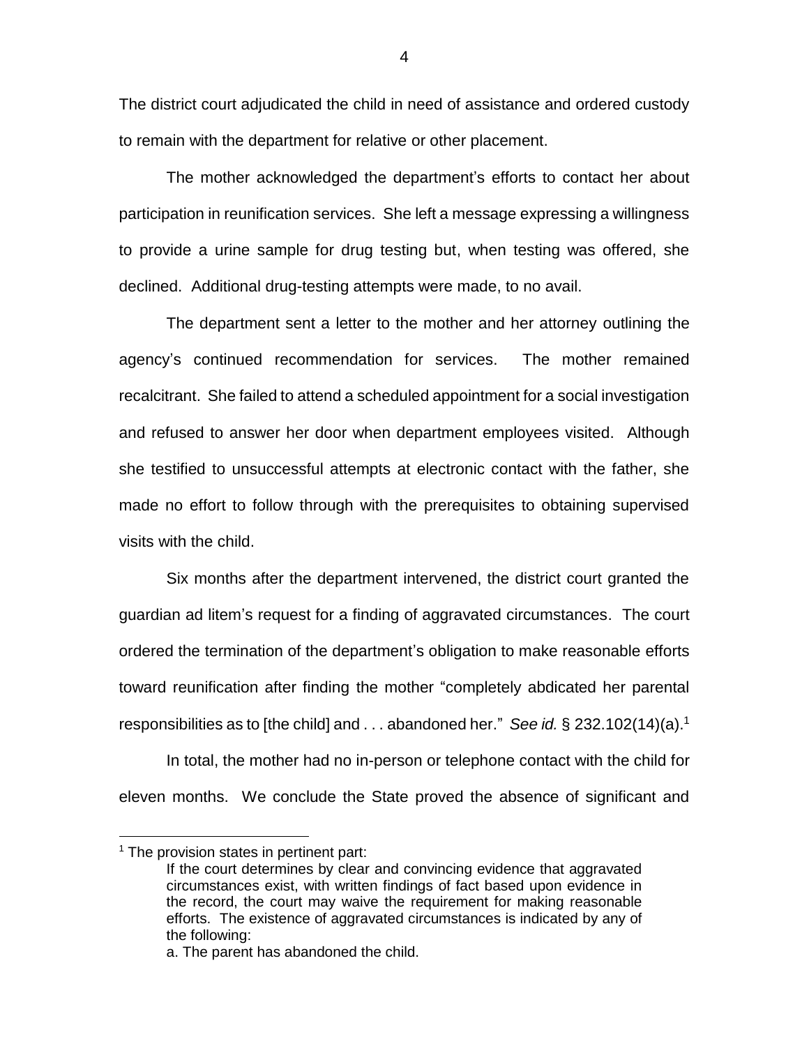The district court adjudicated the child in need of assistance and ordered custody to remain with the department for relative or other placement.

The mother acknowledged the department's efforts to contact her about participation in reunification services. She left a message expressing a willingness to provide a urine sample for drug testing but, when testing was offered, she declined. Additional drug-testing attempts were made, to no avail.

The department sent a letter to the mother and her attorney outlining the agency's continued recommendation for services. The mother remained recalcitrant. She failed to attend a scheduled appointment for a social investigation and refused to answer her door when department employees visited. Although she testified to unsuccessful attempts at electronic contact with the father, she made no effort to follow through with the prerequisites to obtaining supervised visits with the child.

Six months after the department intervened, the district court granted the guardian ad litem's request for a finding of aggravated circumstances. The court ordered the termination of the department's obligation to make reasonable efforts toward reunification after finding the mother "completely abdicated her parental responsibilities as to [the child] and . . . abandoned her." *See id.* § 232.102(14)(a).[1]

In total, the mother had no in-person or telephone contact with the child for eleven months. We conclude the State proved the absence of significant and

---

[1] The provision states in pertinent part:

> If the court determines by clear and convincing evidence that aggravated circumstances exist, with written findings of fact based upon evidence in the record, the court may waive the requirement for making reasonable efforts. The existence of aggravated circumstances is indicated by any of the following:
>
> a. The parent has abandoned the child.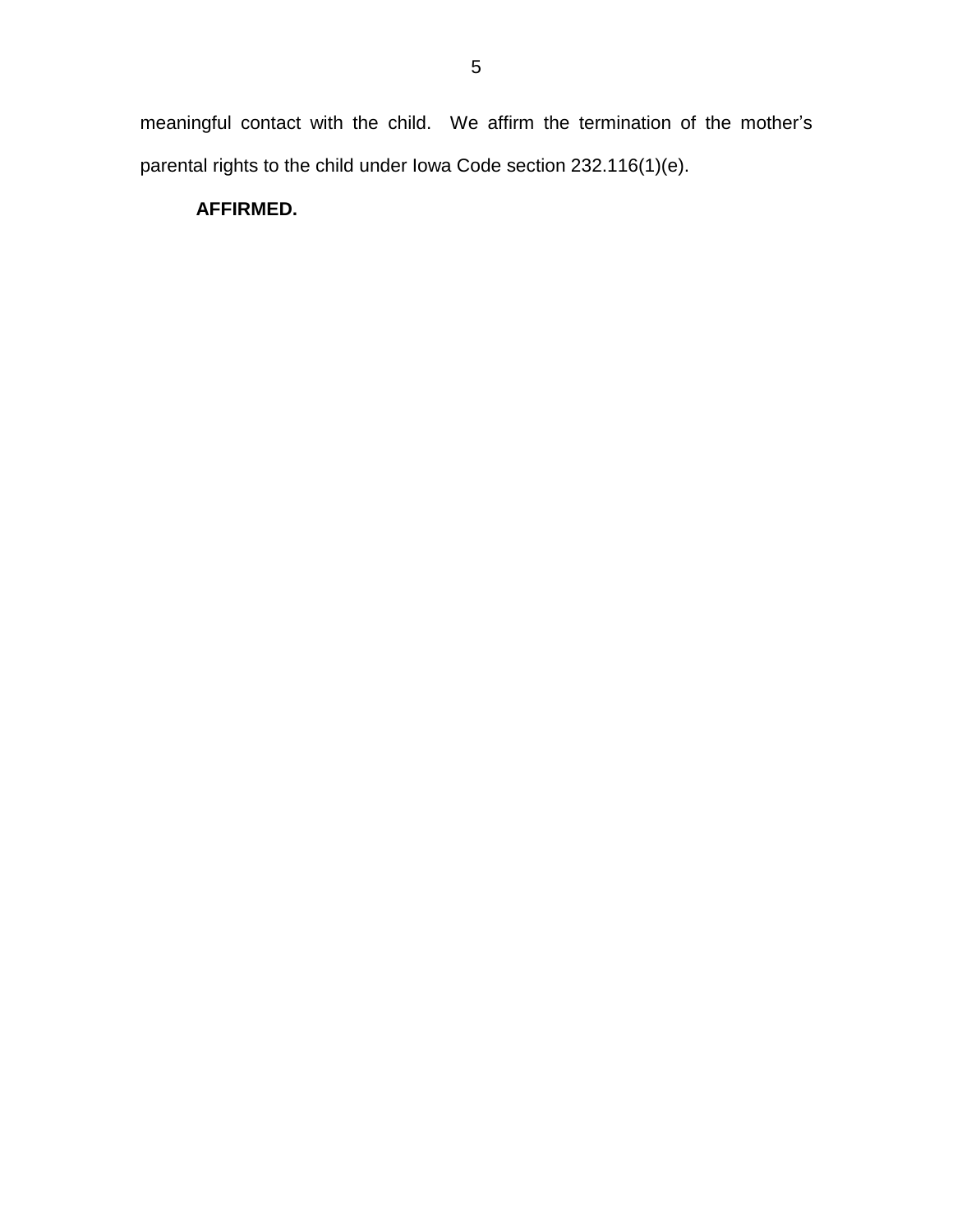meaningful contact with the child. We affirm the termination of the mother's parental rights to the child under Iowa Code section 232.116(1)(e).

**AFFIRMED.**